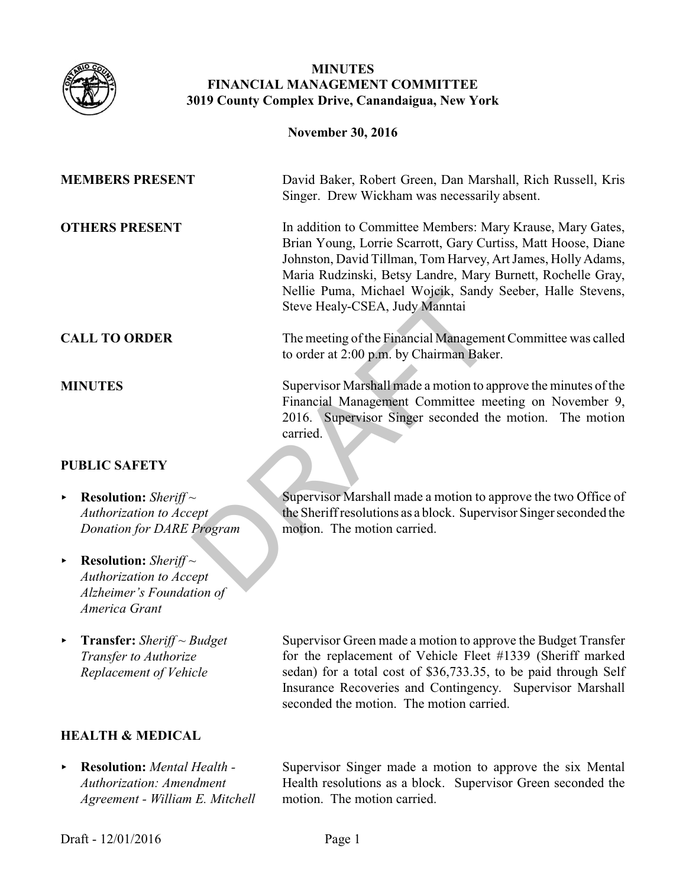**MINUTES**
**FINANCIAL MANAGEMENT COMMITTEE**
**3019 County Complex Drive, Canandaigua, New York**

**November 30, 2016**

**MEMBERS PRESENT**

David Baker, Robert Green, Dan Marshall, Rich Russell, Kris Singer. Drew Wickham was necessarily absent.

**OTHERS PRESENT**

In addition to Committee Members: Mary Krause, Mary Gates, Brian Young, Lorrie Scarrott, Gary Curtiss, Matt Hoose, Diane Johnston, David Tillman, Tom Harvey, Art James, Holly Adams, Maria Rudzinski, Betsy Landre, Mary Burnett, Rochelle Gray, Nellie Puma, Michael Wojcik, Sandy Seeber, Halle Stevens, Steve Healy-CSEA, Judy Manntai

**CALL TO ORDER**

The meeting of the Financial Management Committee was called to order at 2:00 p.m. by Chairman Baker.

**MINUTES**

Supervisor Marshall made a motion to approve the minutes of the Financial Management Committee meeting on November 9, 2016. Supervisor Singer seconded the motion. The motion carried.

**PUBLIC SAFETY**

- **Resolution:** *Sheriff ~ Authorization to Accept Donation for DARE Program*
- **Resolution:** *Sheriff ~ Authorization to Accept Alzheimer's Foundation of America Grant*

Supervisor Marshall made a motion to approve the two Office of the Sheriff resolutions as a block. Supervisor Singer seconded the motion. The motion carried.

- **Transfer:** *Sheriff ~ Budget Transfer to Authorize Replacement of Vehicle*

Supervisor Green made a motion to approve the Budget Transfer for the replacement of Vehicle Fleet #1339 (Sheriff marked sedan) for a total cost of $36,733.35, to be paid through Self Insurance Recoveries and Contingency. Supervisor Marshall seconded the motion. The motion carried.

**HEALTH & MEDICAL**

- **Resolution:** *Mental Health - Authorization: Amendment Agreement - William E. Mitchell*

Supervisor Singer made a motion to approve the six Mental Health resolutions as a block. Supervisor Green seconded the motion. The motion carried.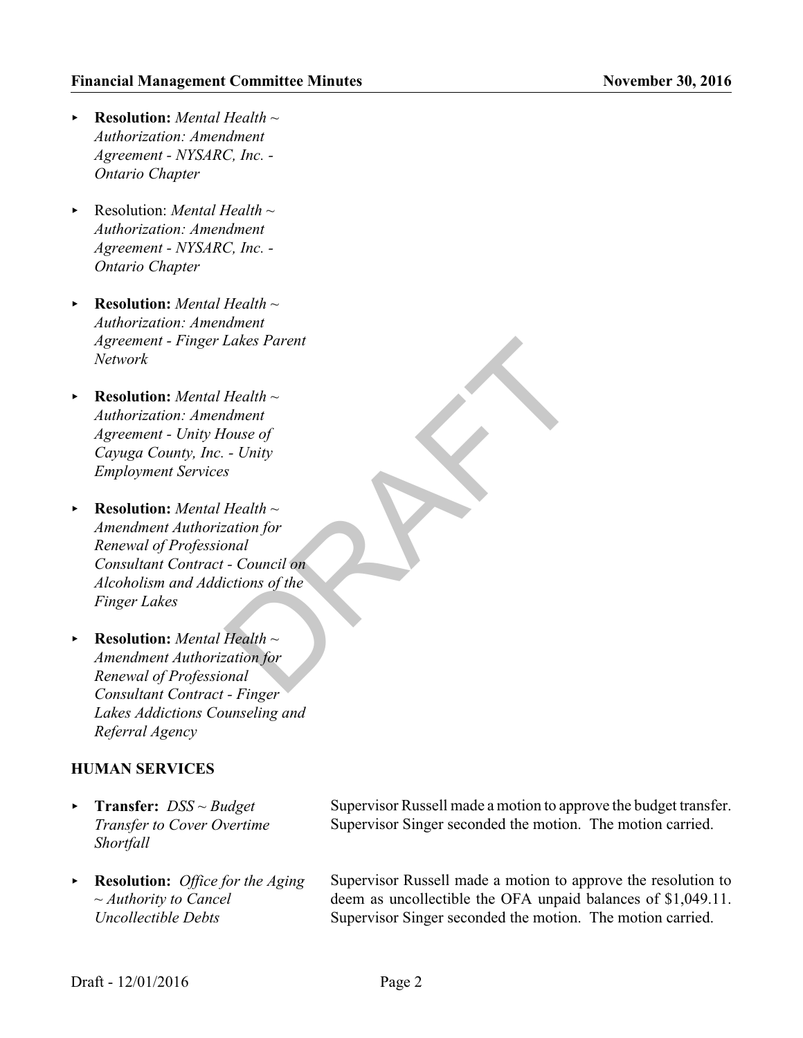- **Resolution:** *Mental Health ~ Authorization: Amendment Agreement - NYSARC, Inc. - Ontario Chapter*

- Resolution: *Mental Health ~ Authorization: Amendment Agreement - NYSARC, Inc. - Ontario Chapter*

- **Resolution:** *Mental Health ~ Authorization: Amendment Agreement - Finger Lakes Parent Network*

- **Resolution:** *Mental Health ~ Authorization: Amendment Agreement - Unity House of Cayuga County, Inc. - Unity Employment Services*

- **Resolution:** *Mental Health ~ Amendment Authorization for Renewal of Professional Consultant Contract - Council on Alcoholism and Addictions of the Finger Lakes*

- **Resolution:** *Mental Health ~ Amendment Authorization for Renewal of Professional Consultant Contract - Finger Lakes Addictions Counseling and Referral Agency*

**HUMAN SERVICES**

- **Transfer:** *DSS ~ Budget Transfer to Cover Overtime Shortfall*

  Supervisor Russell made a motion to approve the budget transfer. Supervisor Singer seconded the motion. The motion carried.

- **Resolution:** *Office for the Aging ~ Authority to Cancel Uncollectible Debts*

  Supervisor Russell made a motion to approve the resolution to deem as uncollectible the OFA unpaid balances of $1,049.11. Supervisor Singer seconded the motion. The motion carried.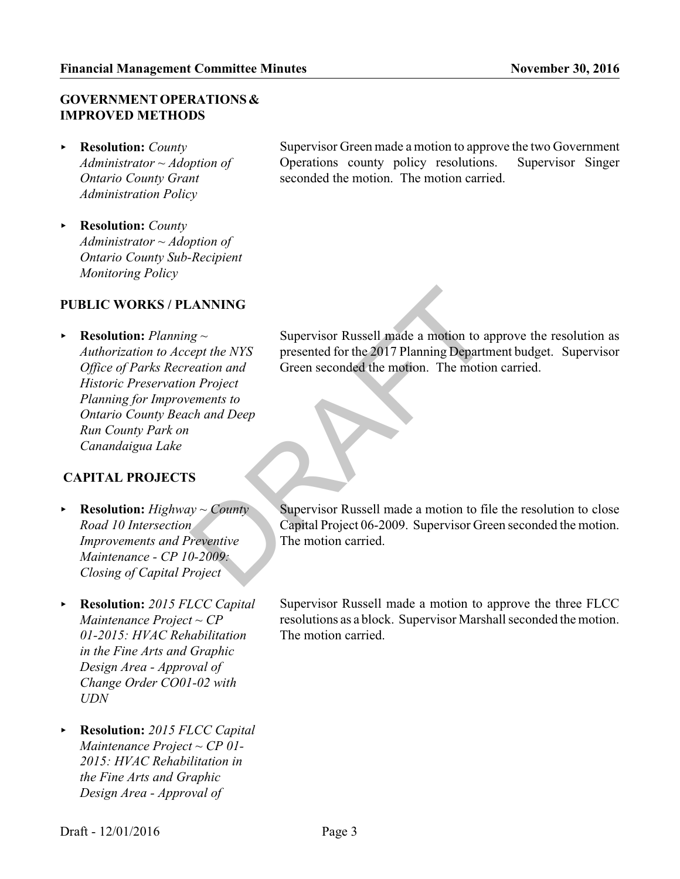## GOVERNMENT OPERATIONS & IMPROVED METHODS

- **Resolution:** *County Administrator ~ Adoption of Ontario County Grant Administration Policy*

- **Resolution:** *County Administrator ~ Adoption of Ontario County Sub-Recipient Monitoring Policy*

Supervisor Green made a motion to approve the two Government Operations county policy resolutions. Supervisor Singer seconded the motion. The motion carried.

## PUBLIC WORKS / PLANNING

- **Resolution:** *Planning ~ Authorization to Accept the NYS Office of Parks Recreation and Historic Preservation Project Planning for Improvements to Ontario County Beach and Deep Run County Park on Canandaigua Lake*

Supervisor Russell made a motion to approve the resolution as presented for the 2017 Planning Department budget. Supervisor Green seconded the motion. The motion carried.

## CAPITAL PROJECTS

- **Resolution:** *Highway ~ County Road 10 Intersection Improvements and Preventive Maintenance - CP 10-2009: Closing of Capital Project*

Supervisor Russell made a motion to file the resolution to close Capital Project 06-2009. Supervisor Green seconded the motion. The motion carried.

- **Resolution:** *2015 FLCC Capital Maintenance Project ~ CP 01-2015: HVAC Rehabilitation in the Fine Arts and Graphic Design Area - Approval of Change Order CO01-02 with UDN*

Supervisor Russell made a motion to approve the three FLCC resolutions as a block. Supervisor Marshall seconded the motion. The motion carried.

- **Resolution:** *2015 FLCC Capital Maintenance Project ~ CP 01-2015: HVAC Rehabilitation in the Fine Arts and Graphic Design Area - Approval of*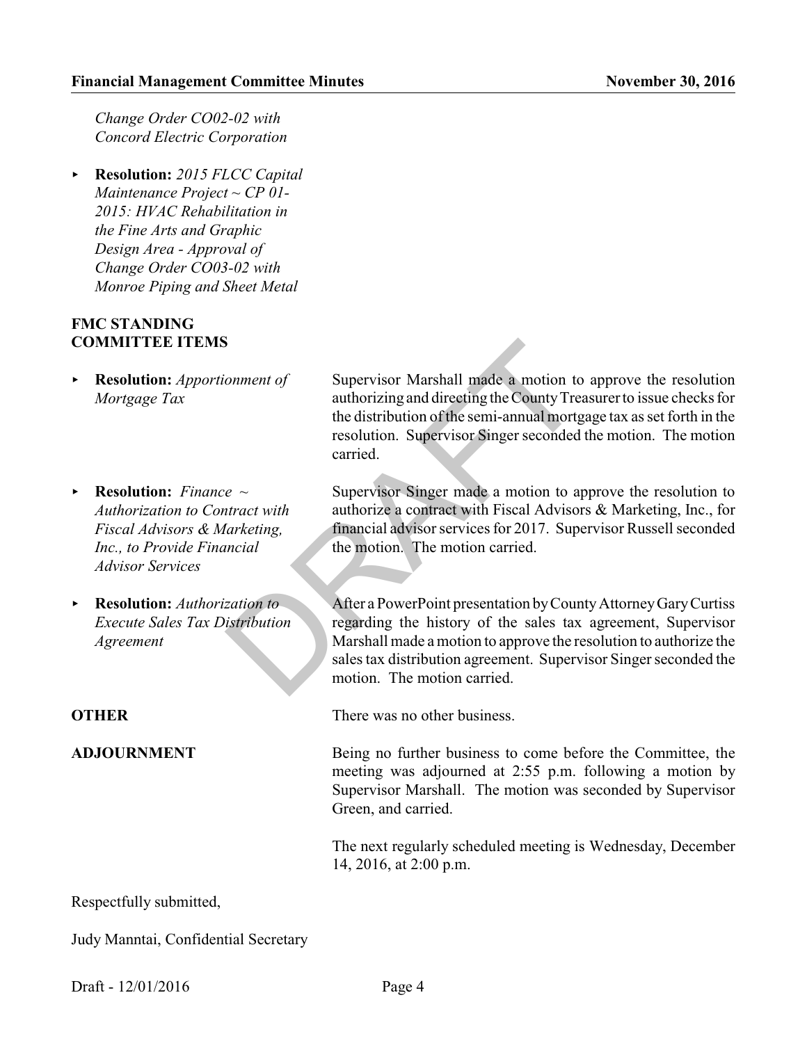*Change Order CO02-02 with Concord Electric Corporation*

- **Resolution:** *2015 FLCC Capital Maintenance Project ~ CP 01-2015: HVAC Rehabilitation in the Fine Arts and Graphic Design Area - Approval of Change Order CO03-02 with Monroe Piping and Sheet Metal*

**FMC STANDING COMMITTEE ITEMS**

- **Resolution:** *Apportionment of Mortgage Tax*

Supervisor Marshall made a motion to approve the resolution authorizing and directing the County Treasurer to issue checks for the distribution of the semi-annual mortgage tax as set forth in the resolution. Supervisor Singer seconded the motion. The motion carried.

- **Resolution:** *Finance ~ Authorization to Contract with Fiscal Advisors & Marketing, Inc., to Provide Financial Advisor Services*

Supervisor Singer made a motion to approve the resolution to authorize a contract with Fiscal Advisors & Marketing, Inc., for financial advisor services for 2017. Supervisor Russell seconded the motion. The motion carried.

- **Resolution:** *Authorization to Execute Sales Tax Distribution Agreement*

After a PowerPoint presentation by County Attorney Gary Curtiss regarding the history of the sales tax agreement, Supervisor Marshall made a motion to approve the resolution to authorize the sales tax distribution agreement. Supervisor Singer seconded the motion. The motion carried.

**OTHER**

There was no other business.

**ADJOURNMENT**

Being no further business to come before the Committee, the meeting was adjourned at 2:55 p.m. following a motion by Supervisor Marshall. The motion was seconded by Supervisor Green, and carried.

The next regularly scheduled meeting is Wednesday, December 14, 2016, at 2:00 p.m.

Respectfully submitted,

Judy Manntai, Confidential Secretary

Draft - 12/01/2016